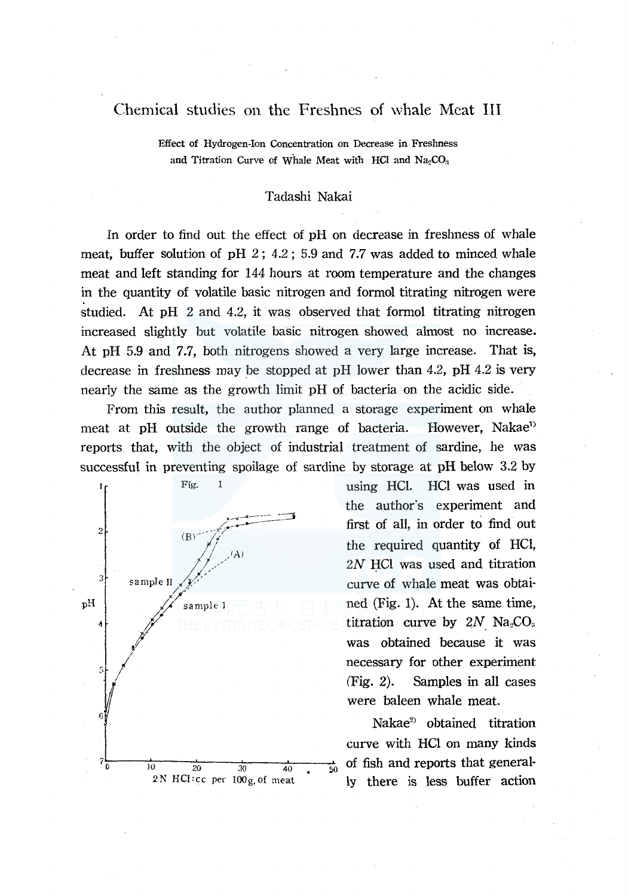# Chemical studies on the Freshnes of whale Meat III

**Effect of Hydrogen-Ion Concentration on Decrease in Freshness and Titration Curve of Whale Meat with HCl and $Na_2CO_3$**

Tadashi Nakai

In order to find out the effect of pH on decrease in freshness of whale meat, buffer solution of pH 2 ; 4.2 ; 5.9 and 7.7 was added to minced whale meat and left standing for 144 hours at room temperature and the changes in the quantity of volatile basic nitrogen and formol titrating nitrogen were studied. At pH 2 and 4.2, it was observed that formol titrating nitrogen increased slightly but volatile basic nitrogen showed almost no increase. At pH 5.9 and 7.7, both nitrogens showed a very large increase. That is, decrease in freshness may be stopped at pH lower than 4.2, pH 4.2 is very nearly the same as the growth limit pH of bacteria on the acidic side.

From this result, the author planned a storage experiment on whale meat at pH outside the growth range of bacteria. However, Nakae[1] reports that, with the object of industrial treatment of sardine, he was successful in preventing spoilage of sardine by storage at pH below 3.2 by using HCl. HCl was used in the author's experiment and first of all, in order to find out the required quantity of HCl, 2*N* HCl was used and titration curve of whale meat was obtained (Fig. 1). At the same time, titration curve by 2*N* $Na_2CO_3$ was obtained because it was necessary for other experiment (Fig. 2). Samples in all cases were baleen whale meat.

Fig. 1

Nakae[2] obtained titration curve with HCl on many kinds of fish and reports that generally there is less buffer action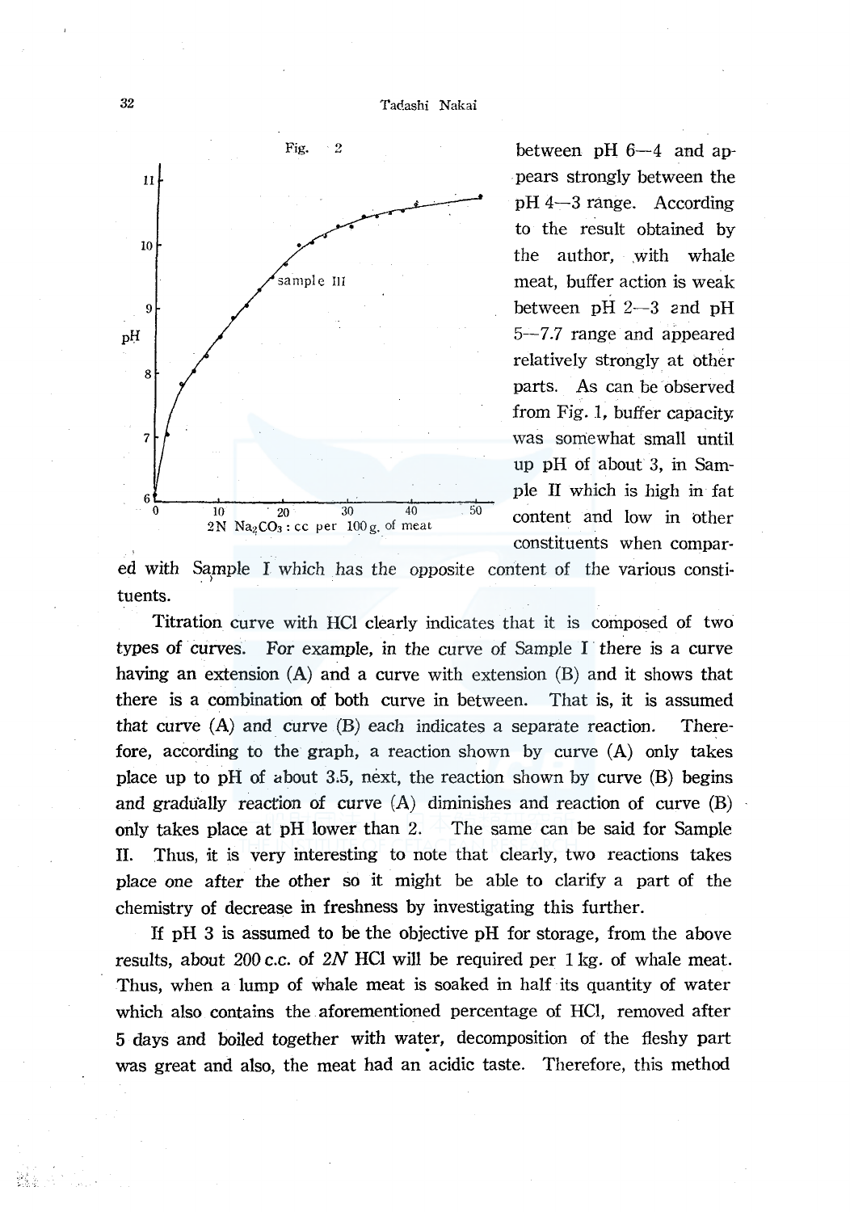Fig. 2

between pH 6—4 and appears strongly between the pH 4—3 range. According to the result obtained by the author, with whale meat, buffer action is weak between pH 2—3 and pH 5—7.7 range and appeared relatively strongly at other parts. As can be observed from Fig. 1, buffer capacity was somewhat small until up pH of about 3, in Sample II which is high in fat content and low in other constituents when compared with Sample I which has the opposite content of the various constituents.

Titration curve with HCl clearly indicates that it is composed of two types of curves. For example, in the curve of Sample I there is a curve having an extension (A) and a curve with extension (B) and it shows that there is a combination of both curve in between. That is, it is assumed that curve (A) and curve (B) each indicates a separate reaction. Therefore, according to the graph, a reaction shown by curve (A) only takes place up to pH of about 3.5, next, the reaction shown by curve (B) begins and gradually reaction of curve (A) diminishes and reaction of curve (B) only takes place at pH lower than 2. The same can be said for Sample II. Thus, it is very interesting to note that clearly, two reactions takes place one after the other so it might be able to clarify a part of the chemistry of decrease in freshness by investigating this further.

If pH 3 is assumed to be the objective pH for storage, from the above results, about 200 c.c. of 2*N* HCl will be required per 1 kg. of whale meat. Thus, when a lump of whale meat is soaked in half its quantity of water which also contains the aforementioned percentage of HCl, removed after 5 days and boiled together with water, decomposition of the fleshy part was great and also, the meat had an acidic taste. Therefore, this method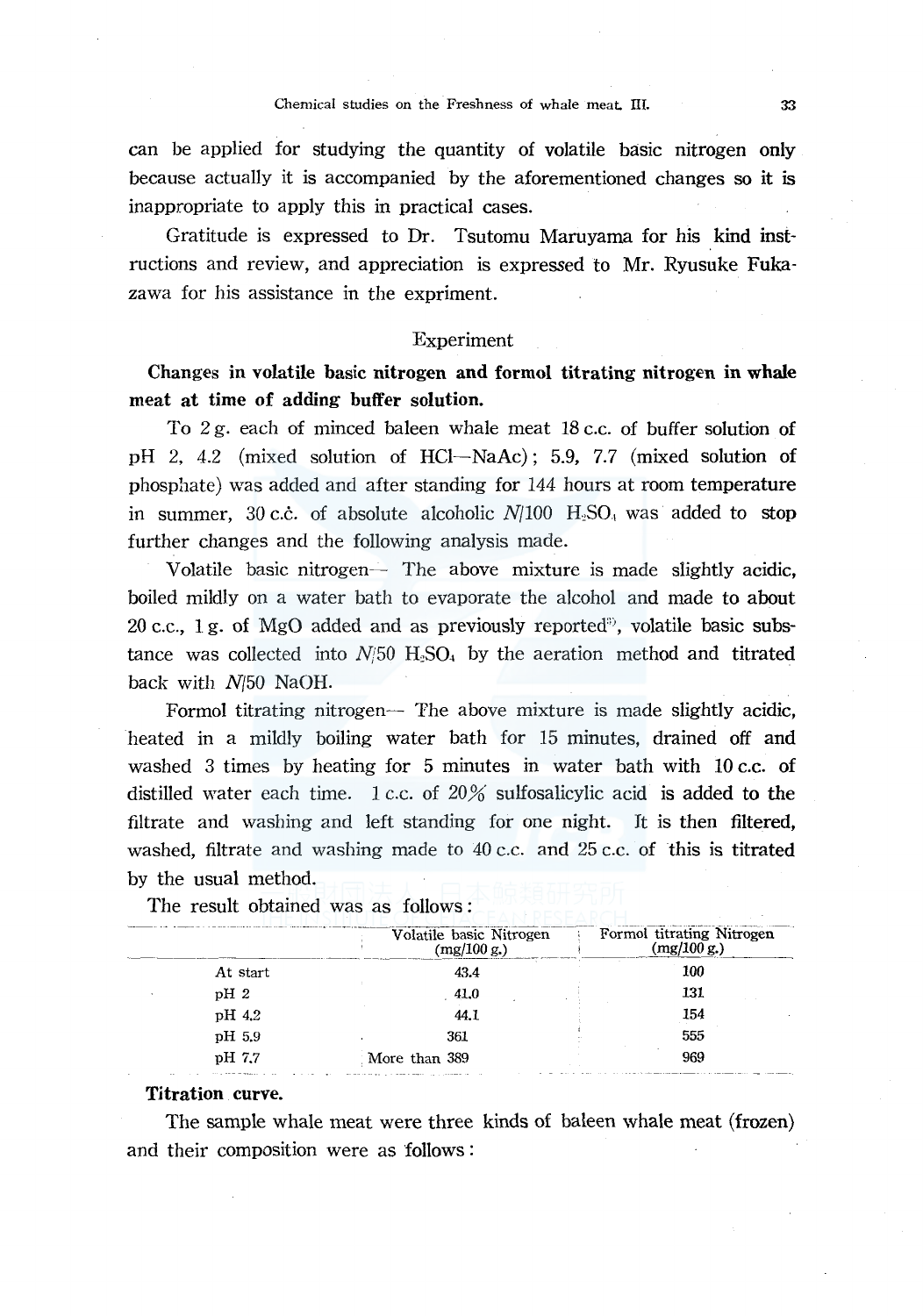can be applied for studying the quantity of volatile basic nitrogen only because actually it is accompanied by the aforementioned changes so it is inappropriate to apply this in practical cases.

Gratitude is expressed to Dr. Tsutomu Maruyama for his kind instructions and review, and appreciation is expressed to Mr. Ryusuke Fukazawa for his assistance in the expriment.

## Experiment

**Changes in volatile basic nitrogen and formol titrating nitrogen in whale meat at time of adding buffer solution.**

To 2 g. each of minced baleen whale meat 18 c.c. of buffer solution of pH 2, 4.2 (mixed solution of HCl—NaAc); 5.9, 7.7 (mixed solution of phosphate) was added and after standing for 144 hours at room temperature in summer, 30 c.c. of absolute alcoholic $N/100$ $H_2SO_4$ was added to stop further changes and the following analysis made.

Volatile basic nitrogen— The above mixture is made slightly acidic, boiled mildly on a water bath to evaporate the alcohol and made to about 20 c.c., 1 g. of MgO added and as previously reported[5], volatile basic substance was collected into $N/50$ $H_2SO_4$ by the aeration method and titrated back with $N/50$ NaOH.

Formol titrating nitrogen— The above mixture is made slightly acidic, heated in a mildly boiling water bath for 15 minutes, drained off and washed 3 times by heating for 5 minutes in water bath with 10 c.c. of distilled water each time. 1 c.c. of 20% sulfosalicylic acid is added to the filtrate and washing and left standing for one night. It is then filtered, washed, filtrate and washing made to 40 c.c. and 25 c.c. of this is titrated by the usual method.

The result obtained was as follows:

| | Volatile basic Nitrogen (mg/100 g.) | Formol titrating Nitrogen (mg/100 g.) |
|---|---|---|
| At start | 43.4 | 100 |
| pH 2 | 41.0 | 131 |
| pH 4.2 | 44.1 | 154 |
| pH 5.9 | 361 | 555 |
| pH 7.7 | More than 389 | 969 |

**Titration curve.**

The sample whale meat were three kinds of baleen whale meat (frozen) and their composition were as follows: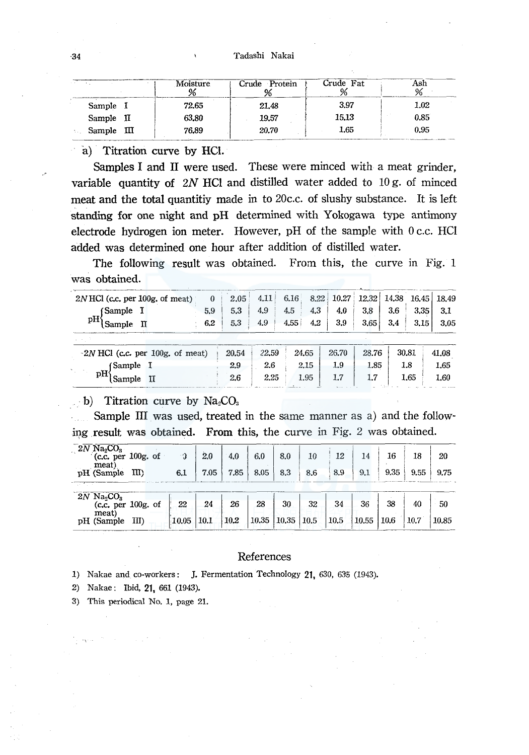| | Moisture % | Crude Protein % | Crude Fat % | Ash % |
|---|---|---|---|---|
| Sample I | 72.65 | 21.48 | 3.97 | 1.02 |
| Sample II | 63.80 | 19.57 | 15.13 | 0.85 |
| Sample III | 76.89 | 20.70 | 1.65 | 0.95 |

a) Titration curve by HCl.

Samples I and II were used. These were minced with a meat grinder, variable quantity of 2*N* HCl and distilled water added to 10 g. of minced meat and the total quantitiy made in to 20c.c. of slushy substance. It is left standing for one night and pH determined with Yokogawa type antimony electrode hydrogen ion meter. However, pH of the sample with 0 c.c. HCl added was determined one hour after addition of distilled water.

The following result was obtained. From this, the curve in Fig. 1 was obtained.

| 2*N* HCl (c.c. per 100g. of meat) | 0 | 2.05 | 4.11 | 6.16 | 8.22 | 10.27 | 12.32 | 14.38 | 16.45 | 18.49 |
|---|---|---|---|---|---|---|---|---|---|---|
| pH Sample I | 5.9 | 5.3 | 4.9 | 4.5 | 4.3 | 4.0 | 3.8 | 3.6 | 3.35 | 3.1 |
| pH Sample II | 6.2 | 5.3 | 4.9 | 4.55 | 4.2 | 3.9 | 3.65 | 3.4 | 3.15 | 3.05 |

| 2*N* HCl (c.c. per 100g. of meat) | 20.54 | 22.59 | 24.65 | 26.70 | 28.76 | 30.81 | 41.08 |
|---|---|---|---|---|---|---|---|
| pH Sample I | 2.9 | 2.6 | 2.15 | 1.9 | 1.85 | 1.8 | 1.65 |
| pH Sample II | 2.6 | 2.25 | 1.95 | 1.7 | 1.7 | 1.65 | 1.60 |

b) Titration curve by $Na_2CO_3$

Sample III was used, treated in the same manner as a) and the following result was obtained. From this, the curve in Fig. 2 was obtained.

| 2*N* $Na_2CO_3$ (c.c. per 100g. of meat) | 0 | 2.0 | 4.0 | 6.0 | 8.0 | 10 | 12 | 14 | 16 | 18 | 20 |
|---|---|---|---|---|---|---|---|---|---|---|---|
| pH (Sample III) | 6.1 | 7.05 | 7.85 | 8.05 | 8.3 | 8.6 | 8.9 | 9.1 | 9.35 | 9.55 | 9.75 |

| 2*N* $Na_2CO_3$ (c.c. per 100g. of meat) | 22 | 24 | 26 | 28 | 30 | 32 | 34 | 36 | 38 | 40 | 50 |
|---|---|---|---|---|---|---|---|---|---|---|---|
| pH (Sample III) | 10.05 | 10.1 | 10.2 | 10.35 | 10.35 | 10.5 | 10.5 | 10.55 | 10.6 | 10.7 | 10.85 |

## References

1) Nakae and co-workers: J. Fermentation Technology **21**, 630, 635 (1943).
2) Nakae: Ibid, **21**, 661 (1943).
3) This periodical No. 1, page 21.